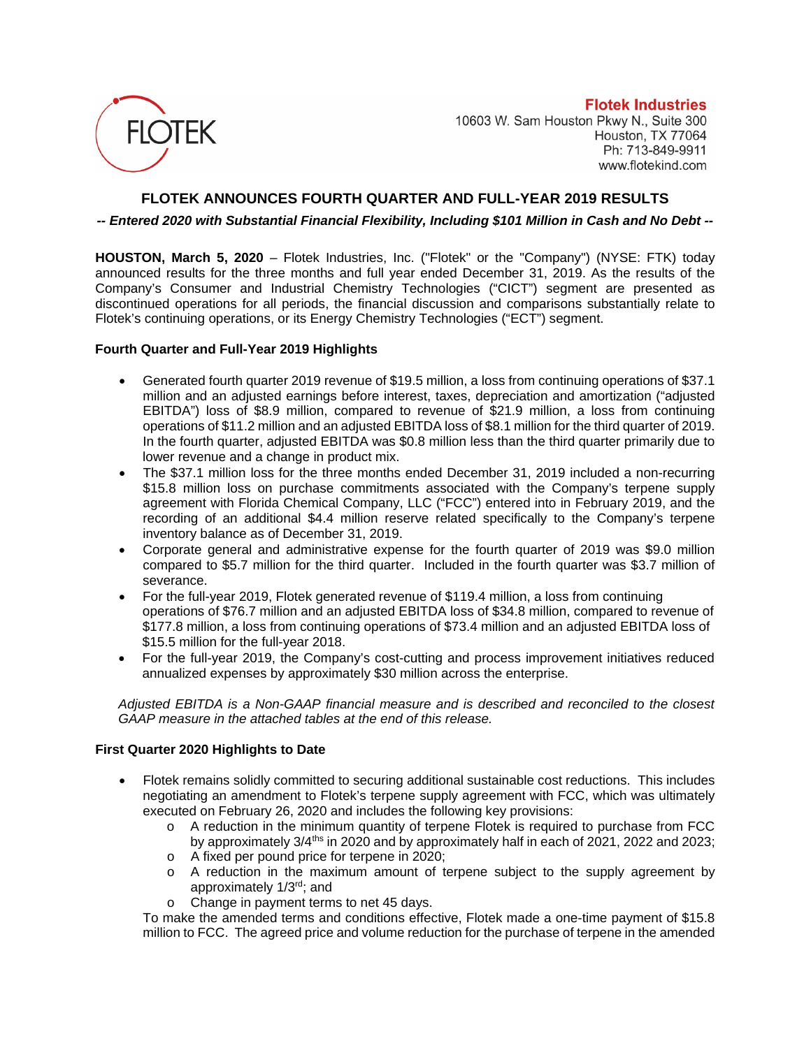**Flotek Industries**
10603 W. Sam Houston Pkwy N., Suite 300
Houston, TX 77064
Ph: 713-849-9911
www.flotekind.com

# FLOTEK ANNOUNCES FOURTH QUARTER AND FULL-YEAR 2019 RESULTS

***-- Entered 2020 with Substantial Financial Flexibility, Including $101 Million in Cash and No Debt --***

**HOUSTON, March 5, 2020** – Flotek Industries, Inc. ("Flotek" or the "Company") (NYSE: FTK) today announced results for the three months and full year ended December 31, 2019. As the results of the Company's Consumer and Industrial Chemistry Technologies ("CICT") segment are presented as discontinued operations for all periods, the financial discussion and comparisons substantially relate to Flotek's continuing operations, or its Energy Chemistry Technologies ("ECT") segment.

**Fourth Quarter and Full-Year 2019 Highlights**

- Generated fourth quarter 2019 revenue of $19.5 million, a loss from continuing operations of $37.1 million and an adjusted earnings before interest, taxes, depreciation and amortization ("adjusted EBITDA") loss of $8.9 million, compared to revenue of $21.9 million, a loss from continuing operations of $11.2 million and an adjusted EBITDA loss of $8.1 million for the third quarter of 2019. In the fourth quarter, adjusted EBITDA was $0.8 million less than the third quarter primarily due to lower revenue and a change in product mix.
- The $37.1 million loss for the three months ended December 31, 2019 included a non-recurring $15.8 million loss on purchase commitments associated with the Company's terpene supply agreement with Florida Chemical Company, LLC ("FCC") entered into in February 2019, and the recording of an additional $4.4 million reserve related specifically to the Company's terpene inventory balance as of December 31, 2019.
- Corporate general and administrative expense for the fourth quarter of 2019 was $9.0 million compared to $5.7 million for the third quarter. Included in the fourth quarter was $3.7 million of severance.
- For the full-year 2019, Flotek generated revenue of $119.4 million, a loss from continuing operations of $76.7 million and an adjusted EBITDA loss of $34.8 million, compared to revenue of $177.8 million, a loss from continuing operations of $73.4 million and an adjusted EBITDA loss of $15.5 million for the full-year 2018.
- For the full-year 2019, the Company's cost-cutting and process improvement initiatives reduced annualized expenses by approximately $30 million across the enterprise.

*Adjusted EBITDA is a Non-GAAP financial measure and is described and reconciled to the closest GAAP measure in the attached tables at the end of this release.*

**First Quarter 2020 Highlights to Date**

- Flotek remains solidly committed to securing additional sustainable cost reductions. This includes negotiating an amendment to Flotek's terpene supply agreement with FCC, which was ultimately executed on February 26, 2020 and includes the following key provisions:
  - A reduction in the minimum quantity of terpene Flotek is required to purchase from FCC by approximately 3/4ths in 2020 and by approximately half in each of 2021, 2022 and 2023;
  - A fixed per pound price for terpene in 2020;
  - A reduction in the maximum amount of terpene subject to the supply agreement by approximately 1/3rd; and
  - Change in payment terms to net 45 days.

  To make the amended terms and conditions effective, Flotek made a one-time payment of $15.8 million to FCC. The agreed price and volume reduction for the purchase of terpene in the amended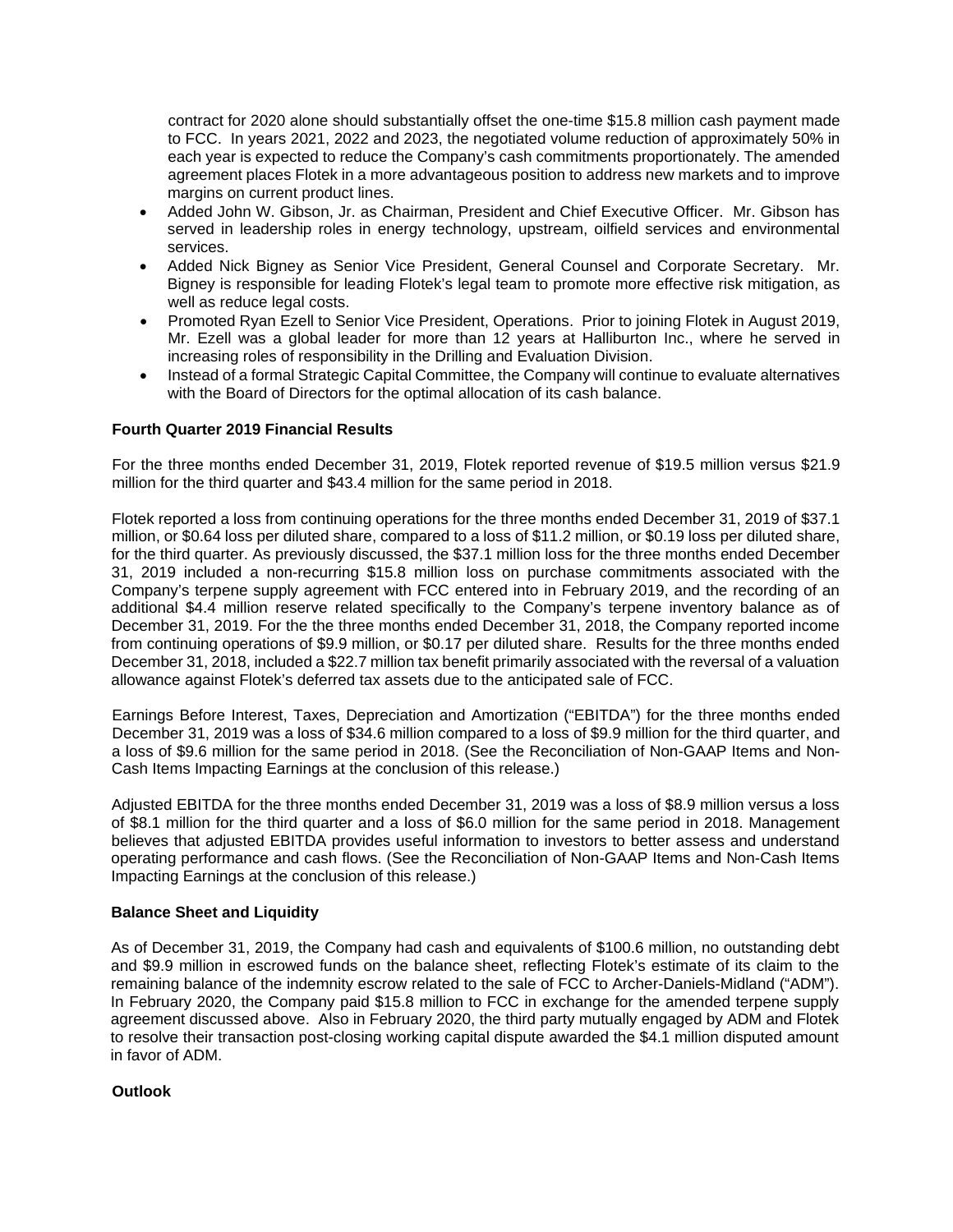contract for 2020 alone should substantially offset the one-time $15.8 million cash payment made to FCC. In years 2021, 2022 and 2023, the negotiated volume reduction of approximately 50% in each year is expected to reduce the Company's cash commitments proportionately. The amended agreement places Flotek in a more advantageous position to address new markets and to improve margins on current product lines.

- Added John W. Gibson, Jr. as Chairman, President and Chief Executive Officer. Mr. Gibson has served in leadership roles in energy technology, upstream, oilfield services and environmental services.
- Added Nick Bigney as Senior Vice President, General Counsel and Corporate Secretary. Mr. Bigney is responsible for leading Flotek's legal team to promote more effective risk mitigation, as well as reduce legal costs.
- Promoted Ryan Ezell to Senior Vice President, Operations. Prior to joining Flotek in August 2019, Mr. Ezell was a global leader for more than 12 years at Halliburton Inc., where he served in increasing roles of responsibility in the Drilling and Evaluation Division.
- Instead of a formal Strategic Capital Committee, the Company will continue to evaluate alternatives with the Board of Directors for the optimal allocation of its cash balance.

**Fourth Quarter 2019 Financial Results**

For the three months ended December 31, 2019, Flotek reported revenue of $19.5 million versus $21.9 million for the third quarter and $43.4 million for the same period in 2018.

Flotek reported a loss from continuing operations for the three months ended December 31, 2019 of $37.1 million, or $0.64 loss per diluted share, compared to a loss of $11.2 million, or $0.19 loss per diluted share, for the third quarter. As previously discussed, the $37.1 million loss for the three months ended December 31, 2019 included a non-recurring $15.8 million loss on purchase commitments associated with the Company's terpene supply agreement with FCC entered into in February 2019, and the recording of an additional $4.4 million reserve related specifically to the Company's terpene inventory balance as of December 31, 2019. For the the three months ended December 31, 2018, the Company reported income from continuing operations of $9.9 million, or $0.17 per diluted share. Results for the three months ended December 31, 2018, included a $22.7 million tax benefit primarily associated with the reversal of a valuation allowance against Flotek's deferred tax assets due to the anticipated sale of FCC.

Earnings Before Interest, Taxes, Depreciation and Amortization ("EBITDA") for the three months ended December 31, 2019 was a loss of $34.6 million compared to a loss of $9.9 million for the third quarter, and a loss of $9.6 million for the same period in 2018. (See the Reconciliation of Non-GAAP Items and Non-Cash Items Impacting Earnings at the conclusion of this release.)

Adjusted EBITDA for the three months ended December 31, 2019 was a loss of $8.9 million versus a loss of $8.1 million for the third quarter and a loss of $6.0 million for the same period in 2018. Management believes that adjusted EBITDA provides useful information to investors to better assess and understand operating performance and cash flows. (See the Reconciliation of Non-GAAP Items and Non-Cash Items Impacting Earnings at the conclusion of this release.)

**Balance Sheet and Liquidity**

As of December 31, 2019, the Company had cash and equivalents of $100.6 million, no outstanding debt and $9.9 million in escrowed funds on the balance sheet, reflecting Flotek's estimate of its claim to the remaining balance of the indemnity escrow related to the sale of FCC to Archer-Daniels-Midland ("ADM"). In February 2020, the Company paid $15.8 million to FCC in exchange for the amended terpene supply agreement discussed above. Also in February 2020, the third party mutually engaged by ADM and Flotek to resolve their transaction post-closing working capital dispute awarded the $4.1 million disputed amount in favor of ADM.

**Outlook**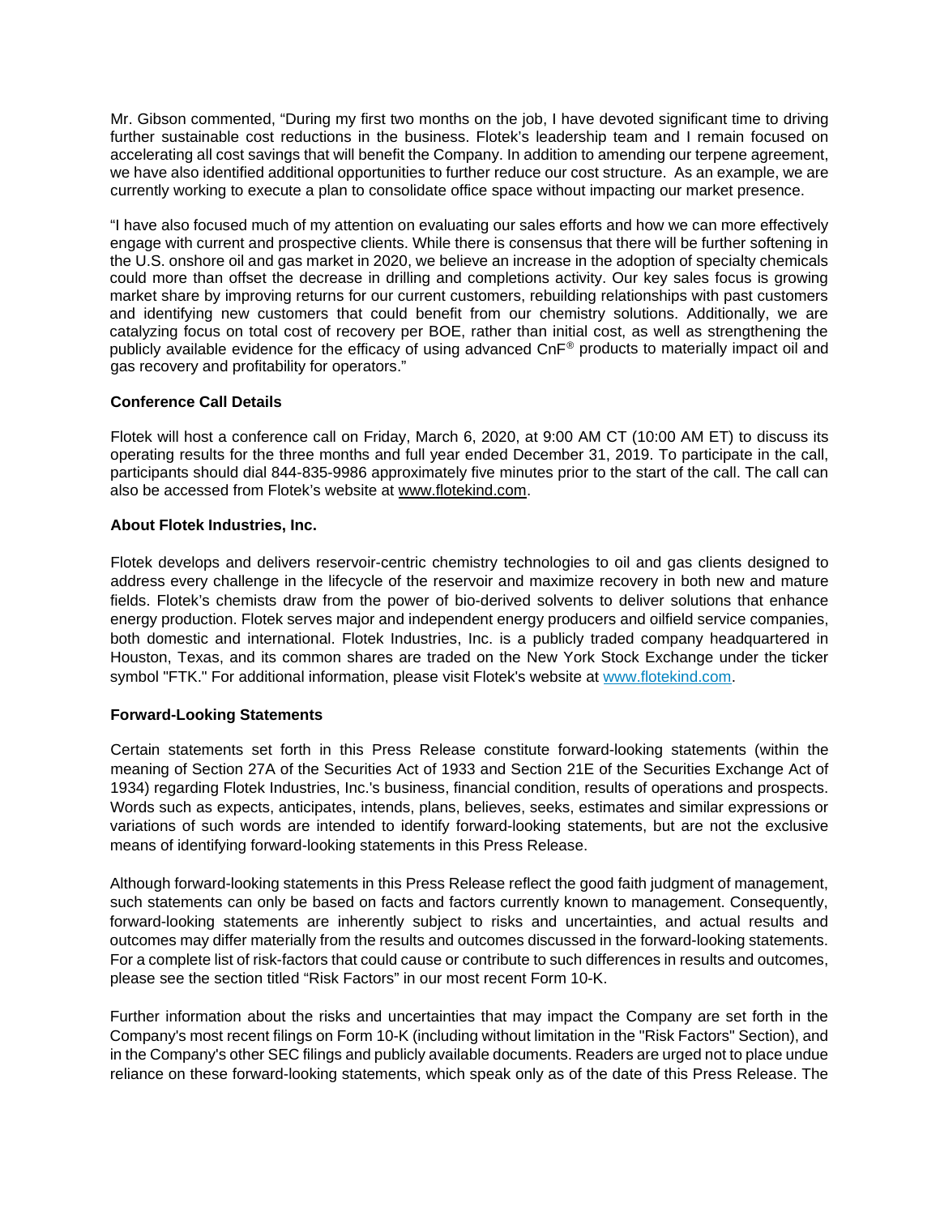Mr. Gibson commented, "During my first two months on the job, I have devoted significant time to driving further sustainable cost reductions in the business. Flotek's leadership team and I remain focused on accelerating all cost savings that will benefit the Company. In addition to amending our terpene agreement, we have also identified additional opportunities to further reduce our cost structure. As an example, we are currently working to execute a plan to consolidate office space without impacting our market presence.

"I have also focused much of my attention on evaluating our sales efforts and how we can more effectively engage with current and prospective clients. While there is consensus that there will be further softening in the U.S. onshore oil and gas market in 2020, we believe an increase in the adoption of specialty chemicals could more than offset the decrease in drilling and completions activity. Our key sales focus is growing market share by improving returns for our current customers, rebuilding relationships with past customers and identifying new customers that could benefit from our chemistry solutions. Additionally, we are catalyzing focus on total cost of recovery per BOE, rather than initial cost, as well as strengthening the publicly available evidence for the efficacy of using advanced CnF® products to materially impact oil and gas recovery and profitability for operators."

**Conference Call Details**

Flotek will host a conference call on Friday, March 6, 2020, at 9:00 AM CT (10:00 AM ET) to discuss its operating results for the three months and full year ended December 31, 2019. To participate in the call, participants should dial 844-835-9986 approximately five minutes prior to the start of the call. The call can also be accessed from Flotek's website at www.flotekind.com.

**About Flotek Industries, Inc.**

Flotek develops and delivers reservoir-centric chemistry technologies to oil and gas clients designed to address every challenge in the lifecycle of the reservoir and maximize recovery in both new and mature fields. Flotek's chemists draw from the power of bio-derived solvents to deliver solutions that enhance energy production. Flotek serves major and independent energy producers and oilfield service companies, both domestic and international. Flotek Industries, Inc. is a publicly traded company headquartered in Houston, Texas, and its common shares are traded on the New York Stock Exchange under the ticker symbol "FTK." For additional information, please visit Flotek's website at www.flotekind.com.

**Forward-Looking Statements**

Certain statements set forth in this Press Release constitute forward-looking statements (within the meaning of Section 27A of the Securities Act of 1933 and Section 21E of the Securities Exchange Act of 1934) regarding Flotek Industries, Inc.'s business, financial condition, results of operations and prospects. Words such as expects, anticipates, intends, plans, believes, seeks, estimates and similar expressions or variations of such words are intended to identify forward-looking statements, but are not the exclusive means of identifying forward-looking statements in this Press Release.

Although forward-looking statements in this Press Release reflect the good faith judgment of management, such statements can only be based on facts and factors currently known to management. Consequently, forward-looking statements are inherently subject to risks and uncertainties, and actual results and outcomes may differ materially from the results and outcomes discussed in the forward-looking statements. For a complete list of risk-factors that could cause or contribute to such differences in results and outcomes, please see the section titled "Risk Factors" in our most recent Form 10-K.

Further information about the risks and uncertainties that may impact the Company are set forth in the Company's most recent filings on Form 10-K (including without limitation in the "Risk Factors" Section), and in the Company's other SEC filings and publicly available documents. Readers are urged not to place undue reliance on these forward-looking statements, which speak only as of the date of this Press Release. The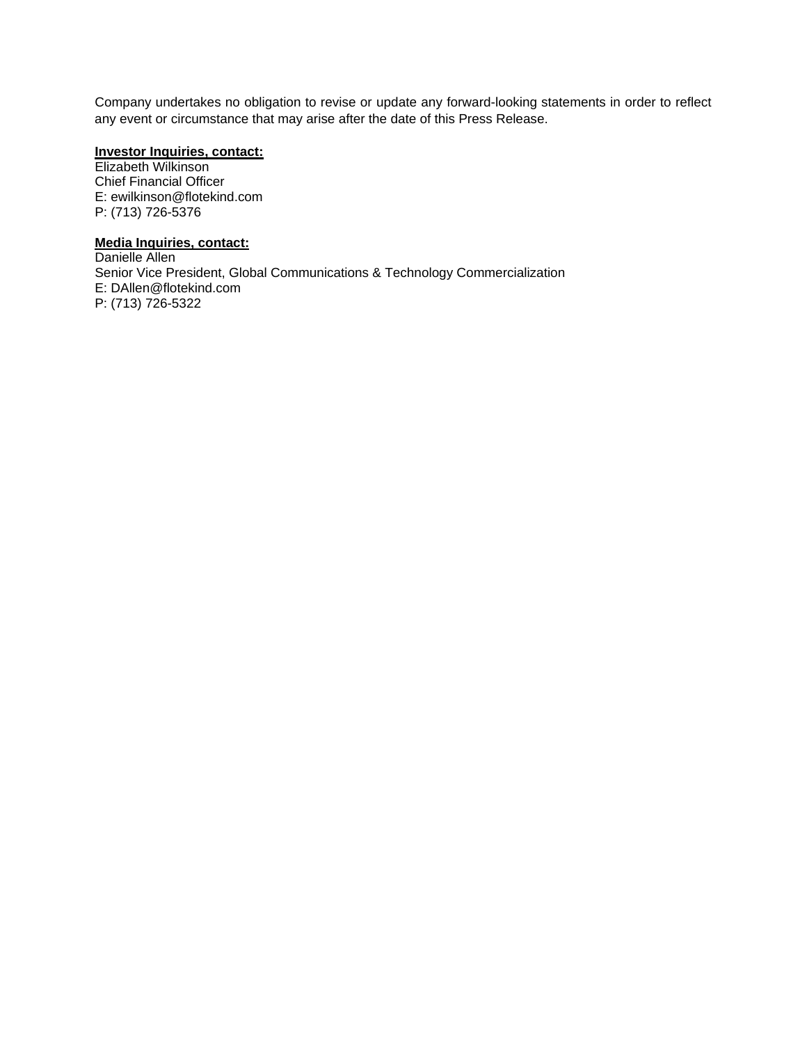Company undertakes no obligation to revise or update any forward-looking statements in order to reflect any event or circumstance that may arise after the date of this Press Release.

**Investor Inquiries, contact:**
Elizabeth Wilkinson
Chief Financial Officer
E: ewilkinson@flotekind.com
P: (713) 726-5376

**Media Inquiries, contact:**
Danielle Allen
Senior Vice President, Global Communications & Technology Commercialization
E: DAllen@flotekind.com
P: (713) 726-5322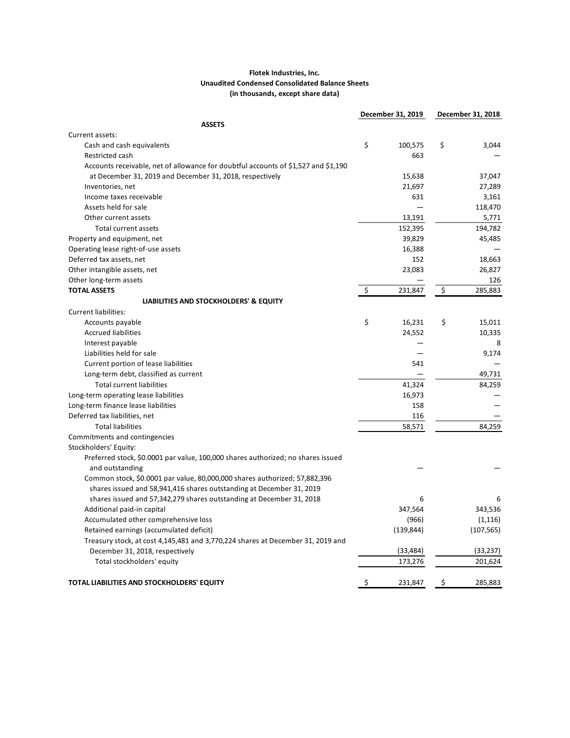**Flotek Industries, Inc.**
**Unaudited Condensed Consolidated Balance Sheets**
**(in thousands, except share data)**

| | December 31, 2019 | December 31, 2018 |
|---|---|---|
| **ASSETS** | | |
| Current assets: | | |
| Cash and cash equivalents | $ 100,575 | $ 3,044 |
| Restricted cash | 663 | — |
| Accounts receivable, net of allowance for doubtful accounts of $1,527 and $1,190 at December 31, 2019 and December 31, 2018, respectively | 15,638 | 37,047 |
| Inventories, net | 21,697 | 27,289 |
| Income taxes receivable | 631 | 3,161 |
| Assets held for sale | — | 118,470 |
| Other current assets | 13,191 | 5,771 |
| Total current assets | 152,395 | 194,782 |
| Property and equipment, net | 39,829 | 45,485 |
| Operating lease right-of-use assets | 16,388 | — |
| Deferred tax assets, net | 152 | 18,663 |
| Other intangible assets, net | 23,083 | 26,827 |
| Other long-term assets | — | 126 |
| **TOTAL ASSETS** | $ 231,847 | $ 285,883 |
| **LIABILITIES AND STOCKHOLDERS' & EQUITY** | | |
| Current liabilities: | | |
| Accounts payable | $ 16,231 | $ 15,011 |
| Accrued liabilities | 24,552 | 10,335 |
| Interest payable | — | 8 |
| Liabilities held for sale | — | 9,174 |
| Current portion of lease liabilities | 541 | — |
| Long-term debt, classified as current | — | 49,731 |
| Total current liabilities | 41,324 | 84,259 |
| Long-term operating lease liabilities | 16,973 | — |
| Long-term finance lease liabilities | 158 | — |
| Deferred tax liabilities, net | 116 | — |
| Total liabilities | 58,571 | 84,259 |
| Commitments and contingencies | | |
| Stockholders' Equity: | | |
| Preferred stock, $0.0001 par value, 100,000 shares authorized; no shares issued and outstanding | — | — |
| Common stock, $0.0001 par value, 80,000,000 shares authorized; 57,882,396 shares issued and 58,941,416 shares outstanding at December 31, 2019 shares issued and 57,342,279 shares outstanding at December 31, 2018 | 6 | 6 |
| Additional paid-in capital | 347,564 | 343,536 |
| Accumulated other comprehensive loss | (966) | (1,116) |
| Retained earnings (accumulated deficit) | (139,844) | (107,565) |
| Treasury stock, at cost 4,145,481 and 3,770,224 shares at December 31, 2019 and December 31, 2018, respectively | (33,484) | (33,237) |
| Total stockholders' equity | 173,276 | 201,624 |
| **TOTAL LIABILITIES AND STOCKHOLDERS' EQUITY** | $ 231,847 | $ 285,883 |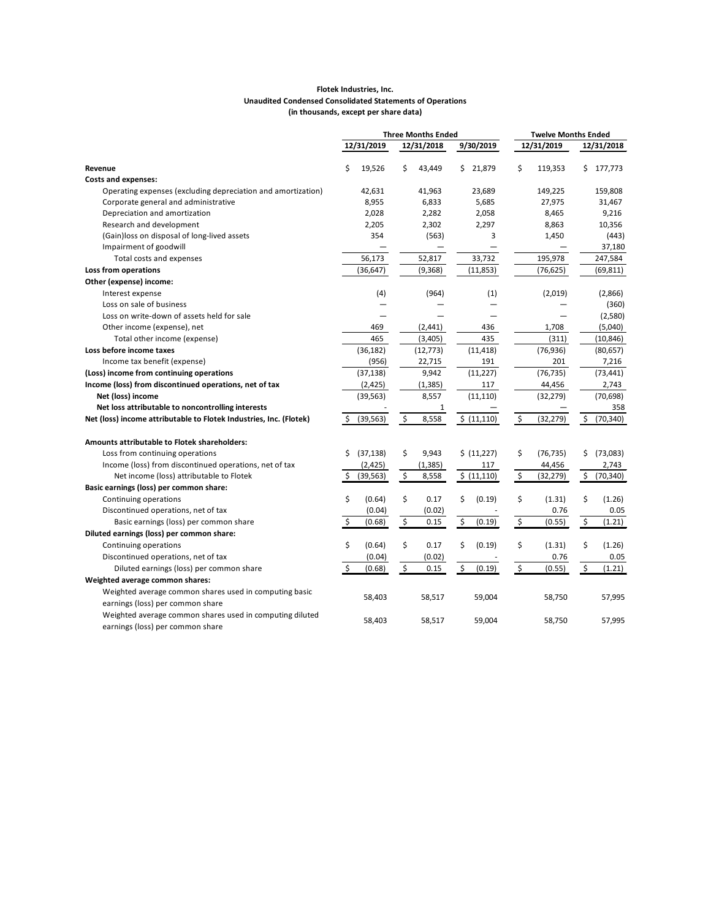**Flotek Industries, Inc.**
**Unaudited Condensed Consolidated Statements of Operations**
**(in thousands, except per share data)**

| | Three Months Ended | | | Twelve Months Ended | |
|---|---|---|---|---|---|
| | 12/31/2019 | 12/31/2018 | 9/30/2019 | 12/31/2019 | 12/31/2018 |
| **Revenue** | $ 19,526 | $ 43,449 | $ 21,879 | $ 119,353 | $ 177,773 |
| **Costs and expenses:** | | | | | |
| Operating expenses (excluding depreciation and amortization) | 42,631 | 41,963 | 23,689 | 149,225 | 159,808 |
| Corporate general and administrative | 8,955 | 6,833 | 5,685 | 27,975 | 31,467 |
| Depreciation and amortization | 2,028 | 2,282 | 2,058 | 8,465 | 9,216 |
| Research and development | 2,205 | 2,302 | 2,297 | 8,863 | 10,356 |
| (Gain)loss on disposal of long-lived assets | 354 | (563) | 3 | 1,450 | (443) |
| Impairment of goodwill | — | — | — | — | 37,180 |
| Total costs and expenses | 56,173 | 52,817 | 33,732 | 195,978 | 247,584 |
| **Loss from operations** | (36,647) | (9,368) | (11,853) | (76,625) | (69,811) |
| **Other (expense) income:** | | | | | |
| Interest expense | (4) | (964) | (1) | (2,019) | (2,866) |
| Loss on sale of business | — | — | — | — | (360) |
| Loss on write-down of assets held for sale | — | — | — | — | (2,580) |
| Other income (expense), net | 469 | (2,441) | 436 | 1,708 | (5,040) |
| Total other income (expense) | 465 | (3,405) | 435 | (311) | (10,846) |
| **Loss before income taxes** | (36,182) | (12,773) | (11,418) | (76,936) | (80,657) |
| Income tax benefit (expense) | (956) | 22,715 | 191 | 201 | 7,216 |
| **(Loss) income from continuing operations** | (37,138) | 9,942 | (11,227) | (76,735) | (73,441) |
| **Income (loss) from discontinued operations, net of tax** | (2,425) | (1,385) | 117 | 44,456 | 2,743 |
| **Net (loss) income** | (39,563) | 8,557 | (11,110) | (32,279) | (70,698) |
| **Net loss attributable to noncontrolling interests** | - | 1 | — | — | 358 |
| **Net (loss) income attributable to Flotek Industries, Inc. (Flotek)** | $ (39,563) | $ 8,558 | $ (11,110) | $ (32,279) | $ (70,340) |
| | | | | | |
| **Amounts attributable to Flotek shareholders:** | | | | | |
| Loss from continuing operations | $ (37,138) | $ 9,943 | $ (11,227) | $ (76,735) | $ (73,083) |
| Income (loss) from discontinued operations, net of tax | (2,425) | (1,385) | 117 | 44,456 | 2,743 |
| Net income (loss) attributable to Flotek | $ (39,563) | $ 8,558 | $ (11,110) | $ (32,279) | $ (70,340) |
| **Basic earnings (loss) per common share:** | | | | | |
| Continuing operations | $ (0.64) | $ 0.17 | $ (0.19) | $ (1.31) | $ (1.26) |
| Discontinued operations, net of tax | (0.04) | (0.02) | - | 0.76 | 0.05 |
| Basic earnings (loss) per common share | $ (0.68) | $ 0.15 | $ (0.19) | $ (0.55) | $ (1.21) |
| **Diluted earnings (loss) per common share:** | | | | | |
| Continuing operations | $ (0.64) | $ 0.17 | $ (0.19) | $ (1.31) | $ (1.26) |
| Discontinued operations, net of tax | (0.04) | (0.02) | - | 0.76 | 0.05 |
| Diluted earnings (loss) per common share | $ (0.68) | $ 0.15 | $ (0.19) | $ (0.55) | $ (1.21) |
| **Weighted average common shares:** | | | | | |
| Weighted average common shares used in computing basic earnings (loss) per common share | 58,403 | 58,517 | 59,004 | 58,750 | 57,995 |
| Weighted average common shares used in computing diluted earnings (loss) per common share | 58,403 | 58,517 | 59,004 | 58,750 | 57,995 |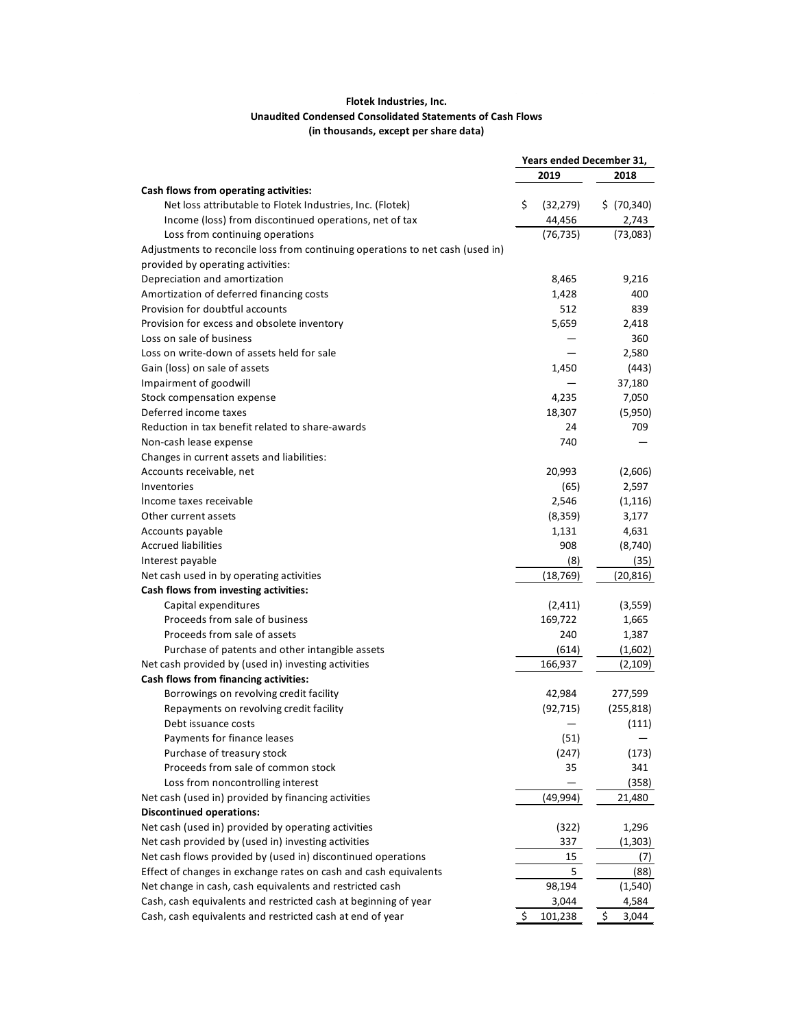**Flotek Industries, Inc.**
**Unaudited Condensed Consolidated Statements of Cash Flows**
**(in thousands, except per share data)**

| | Years ended December 31, | |
|---|---|---|
| | 2019 | 2018 |
| **Cash flows from operating activities:** | | |
| Net loss attributable to Flotek Industries, Inc. (Flotek) | $ (32,279) | $ (70,340) |
| Income (loss) from discontinued operations, net of tax | 44,456 | 2,743 |
| Loss from continuing operations | (76,735) | (73,083) |
| Adjustments to reconcile loss from continuing operations to net cash (used in) provided by operating activities: | | |
| Depreciation and amortization | 8,465 | 9,216 |
| Amortization of deferred financing costs | 1,428 | 400 |
| Provision for doubtful accounts | 512 | 839 |
| Provision for excess and obsolete inventory | 5,659 | 2,418 |
| Loss on sale of business | — | 360 |
| Loss on write-down of assets held for sale | — | 2,580 |
| Gain (loss) on sale of assets | 1,450 | (443) |
| Impairment of goodwill | — | 37,180 |
| Stock compensation expense | 4,235 | 7,050 |
| Deferred income taxes | 18,307 | (5,950) |
| Reduction in tax benefit related to share-awards | 24 | 709 |
| Non-cash lease expense | 740 | — |
| Changes in current assets and liabilities: | | |
| Accounts receivable, net | 20,993 | (2,606) |
| Inventories | (65) | 2,597 |
| Income taxes receivable | 2,546 | (1,116) |
| Other current assets | (8,359) | 3,177 |
| Accounts payable | 1,131 | 4,631 |
| Accrued liabilities | 908 | (8,740) |
| Interest payable | (8) | (35) |
| Net cash used in by operating activities | (18,769) | (20,816) |
| **Cash flows from investing activities:** | | |
| Capital expenditures | (2,411) | (3,559) |
| Proceeds from sale of business | 169,722 | 1,665 |
| Proceeds from sale of assets | 240 | 1,387 |
| Purchase of patents and other intangible assets | (614) | (1,602) |
| Net cash provided by (used in) investing activities | 166,937 | (2,109) |
| **Cash flows from financing activities:** | | |
| Borrowings on revolving credit facility | 42,984 | 277,599 |
| Repayments on revolving credit facility | (92,715) | (255,818) |
| Debt issuance costs | — | (111) |
| Payments for finance leases | (51) | — |
| Purchase of treasury stock | (247) | (173) |
| Proceeds from sale of common stock | 35 | 341 |
| Loss from noncontrolling interest | — | (358) |
| Net cash (used in) provided by financing activities | (49,994) | 21,480 |
| **Discontinued operations:** | | |
| Net cash (used in) provided by operating activities | (322) | 1,296 |
| Net cash provided by (used in) investing activities | 337 | (1,303) |
| Net cash flows provided by (used in) discontinued operations | 15 | (7) |
| Effect of changes in exchange rates on cash and cash equivalents | 5 | (88) |
| Net change in cash, cash equivalents and restricted cash | 98,194 | (1,540) |
| Cash, cash equivalents and restricted cash at beginning of year | 3,044 | 4,584 |
| Cash, cash equivalents and restricted cash at end of year | $ 101,238 | $ 3,044 |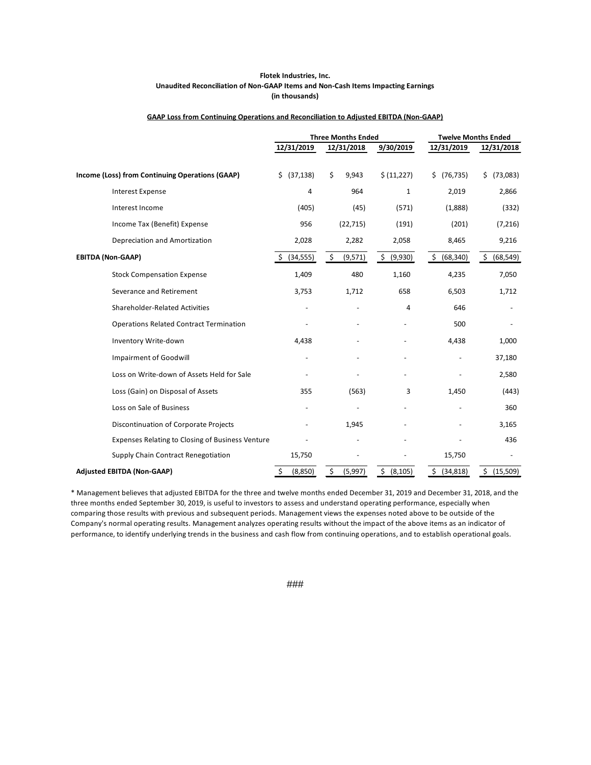**Flotek Industries, Inc.**
**Unaudited Reconciliation of Non-GAAP Items and Non-Cash Items Impacting Earnings**
**(in thousands)**

**GAAP Loss from Continuing Operations and Reconciliation to Adjusted EBITDA (Non-GAAP)**

| | Three Months Ended | | | Twelve Months Ended | |
|---|---|---|---|---|---|
| | 12/31/2019 | 12/31/2018 | 9/30/2019 | 12/31/2019 | 12/31/2018 |
| **Income (Loss) from Continuing Operations (GAAP)** | $ (37,138) | $ 9,943 | $ (11,227) | $ (76,735) | $ (73,083) |
| Interest Expense | 4 | 964 | 1 | 2,019 | 2,866 |
| Interest Income | (405) | (45) | (571) | (1,888) | (332) |
| Income Tax (Benefit) Expense | 956 | (22,715) | (191) | (201) | (7,216) |
| Depreciation and Amortization | 2,028 | 2,282 | 2,058 | 8,465 | 9,216 |
| **EBITDA (Non-GAAP)** | $ (34,555) | $ (9,571) | $ (9,930) | $ (68,340) | $ (68,549) |
| Stock Compensation Expense | 1,409 | 480 | 1,160 | 4,235 | 7,050 |
| Severance and Retirement | 3,753 | 1,712 | 658 | 6,503 | 1,712 |
| Shareholder-Related Activities | - | - | 4 | 646 | - |
| Operations Related Contract Termination | - | - | - | 500 | - |
| Inventory Write-down | 4,438 | - | - | 4,438 | 1,000 |
| Impairment of Goodwill | - | - | - | - | 37,180 |
| Loss on Write-down of Assets Held for Sale | - | - | - | - | 2,580 |
| Loss (Gain) on Disposal of Assets | 355 | (563) | 3 | 1,450 | (443) |
| Loss on Sale of Business | - | - | - | - | 360 |
| Discontinuation of Corporate Projects | - | 1,945 | - | - | 3,165 |
| Expenses Relating to Closing of Business Venture | - | - | - | - | 436 |
| Supply Chain Contract Renegotiation | 15,750 | - | - | 15,750 | - |
| **Adjusted EBITDA (Non-GAAP)** | $ (8,850) | $ (5,997) | $ (8,105) | $ (34,818) | $ (15,509) |

* Management believes that adjusted EBITDA for the three and twelve months ended December 31, 2019 and December 31, 2018, and the three months ended September 30, 2019, is useful to investors to assess and understand operating performance, especially when comparing those results with previous and subsequent periods. Management views the expenses noted above to be outside of the Company's normal operating results. Management analyzes operating results without the impact of the above items as an indicator of performance, to identify underlying trends in the business and cash flow from continuing operations, and to establish operational goals.

###